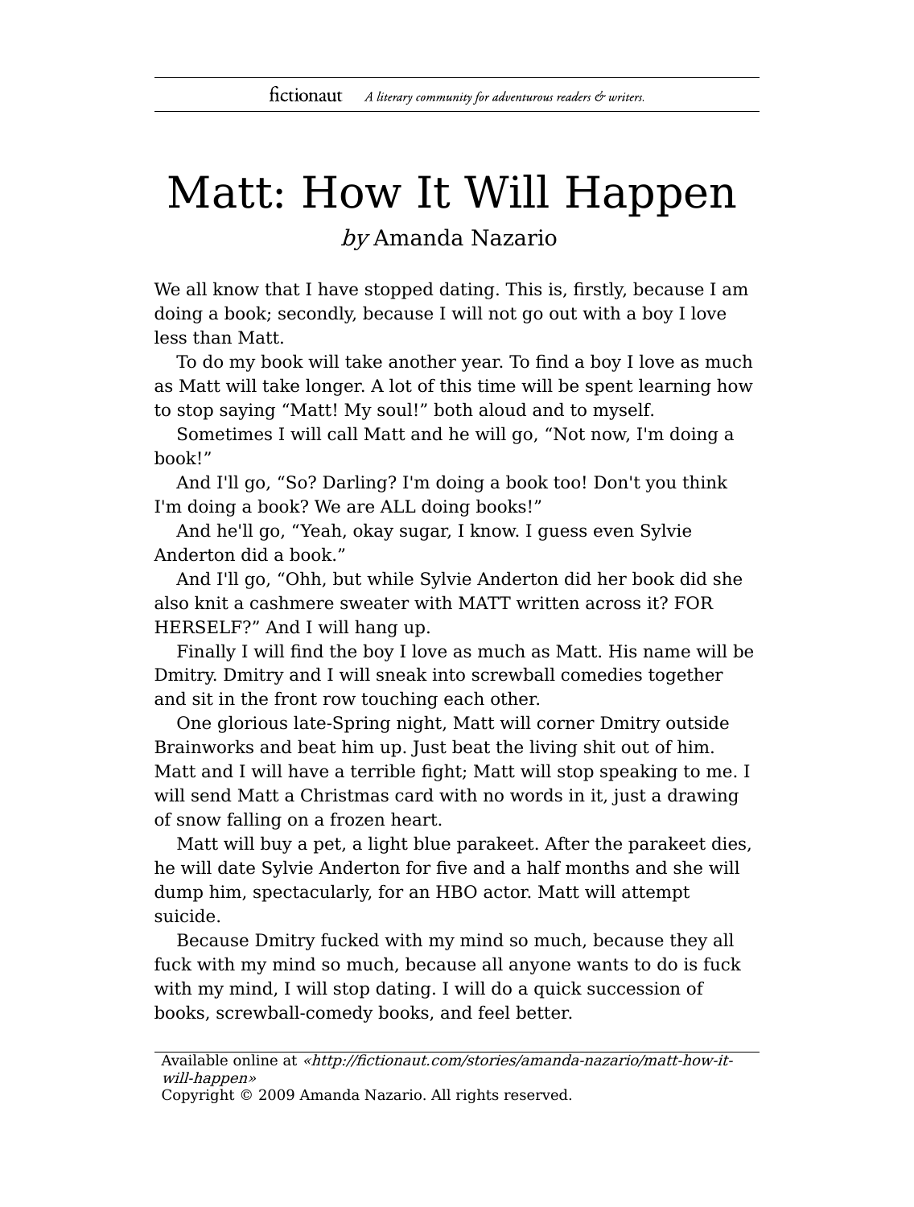# Matt: How It Will Happen

*by* Amanda Nazario

We all know that I have stopped dating. This is, firstly, because I am doing a book; secondly, because I will not go out with a boy I love less than Matt.

To do my book will take another year. To find a boy I love as much as Matt will take longer. A lot of this time will be spent learning how to stop saying "Matt! My soul!" both aloud and to myself.

Sometimes I will call Matt and he will go, "Not now, I'm doing a book!"

And I'll go, "So? Darling? I'm doing a book too! Don't you think I'm doing a book? We are ALL doing books!"

And he'll go, "Yeah, okay sugar, I know. I guess even Sylvie Anderton did a book."

And I'll go, "Ohh, but while Sylvie Anderton did her book did she also knit a cashmere sweater with MATT written across it? FOR HERSELF?" And I will hang up.

Finally I will find the boy I love as much as Matt. His name will be Dmitry. Dmitry and I will sneak into screwball comedies together and sit in the front row touching each other.

One glorious late-Spring night, Matt will corner Dmitry outside Brainworks and beat him up. Just beat the living shit out of him. Matt and I will have a terrible fight; Matt will stop speaking to me. I will send Matt a Christmas card with no words in it, just a drawing of snow falling on a frozen heart.

Matt will buy a pet, a light blue parakeet. After the parakeet dies, he will date Sylvie Anderton for five and a half months and she will dump him, spectacularly, for an HBO actor. Matt will attempt suicide.

Because Dmitry fucked with my mind so much, because they all fuck with my mind so much, because all anyone wants to do is fuck with my mind, I will stop dating. I will do a quick succession of books, screwball-comedy books, and feel better.

Available online at *«http://fictionaut.com/stories/amanda-nazario/matt-how-it-will-happen»*
Copyright © 2009 Amanda Nazario. All rights reserved.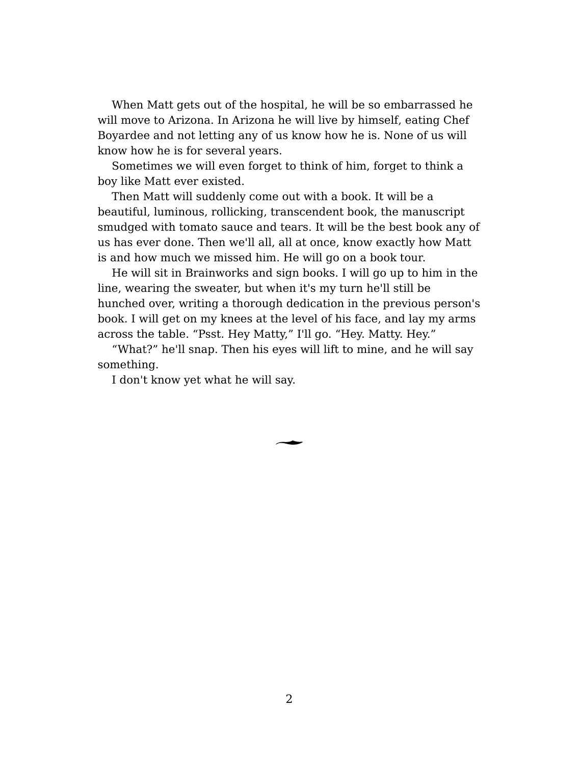When Matt gets out of the hospital, he will be so embarrassed he will move to Arizona. In Arizona he will live by himself, eating Chef Boyardee and not letting any of us know how he is. None of us will know how he is for several years.

Sometimes we will even forget to think of him, forget to think a boy like Matt ever existed.

Then Matt will suddenly come out with a book. It will be a beautiful, luminous, rollicking, transcendent book, the manuscript smudged with tomato sauce and tears. It will be the best book any of us has ever done. Then we'll all, all at once, know exactly how Matt is and how much we missed him. He will go on a book tour.

He will sit in Brainworks and sign books. I will go up to him in the line, wearing the sweater, but when it's my turn he'll still be hunched over, writing a thorough dedication in the previous person's book. I will get on my knees at the level of his face, and lay my arms across the table. “Psst. Hey Matty,” I'll go. “Hey. Matty. Hey.”

“What?” he'll snap. Then his eyes will lift to mine, and he will say something.

I don't know yet what he will say.